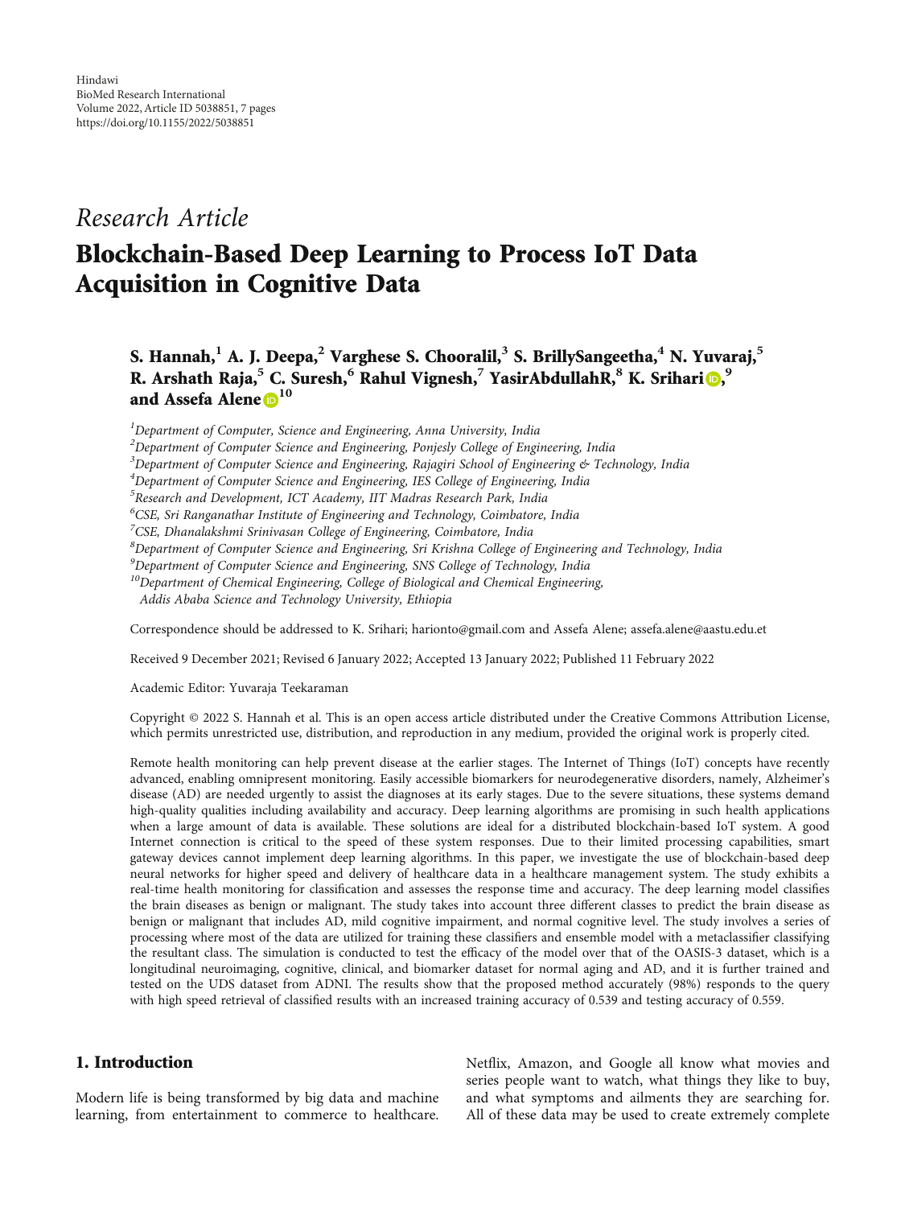Hindawi
BioMed Research International
Volume 2022, Article ID 5038851, 7 pages
https://doi.org/10.1155/2022/5038851

*Research Article*

# Blockchain-Based Deep Learning to Process IoT Data Acquisition in Cognitive Data

**S. Hannah,[1] A. J. Deepa,[2] Varghese S. Chooralil,[3] S. BrillySangeetha,[4] N. Yuvaraj,[5] R. Arshath Raja,[5] C. Suresh,[6] Rahul Vignesh,[7] YasirAbdullahR,[8] K. Srihari,[9] and Assefa Alene[10]**

[1]*Department of Computer, Science and Engineering, Anna University, India*
[2]*Department of Computer Science and Engineering, Ponjesly College of Engineering, India*
[3]*Department of Computer Science and Engineering, Rajagiri School of Engineering & Technology, India*
[4]*Department of Computer Science and Engineering, IES College of Engineering, India*
[5]*Research and Development, ICT Academy, IIT Madras Research Park, India*
[6]*CSE, Sri Ranganathar Institute of Engineering and Technology, Coimbatore, India*
[7]*CSE, Dhanalakshmi Srinivasan College of Engineering, Coimbatore, India*
[8]*Department of Computer Science and Engineering, Sri Krishna College of Engineering and Technology, India*
[9]*Department of Computer Science and Engineering, SNS College of Technology, India*
[10]*Department of Chemical Engineering, College of Biological and Chemical Engineering, Addis Ababa Science and Technology University, Ethiopia*

Correspondence should be addressed to K. Srihari; harionto@gmail.com and Assefa Alene; assefa.alene@aastu.edu.et

Received 9 December 2021; Revised 6 January 2022; Accepted 13 January 2022; Published 11 February 2022

Academic Editor: Yuvaraja Teekaraman

Copyright © 2022 S. Hannah et al. This is an open access article distributed under the Creative Commons Attribution License, which permits unrestricted use, distribution, and reproduction in any medium, provided the original work is properly cited.

Remote health monitoring can help prevent disease at the earlier stages. The Internet of Things (IoT) concepts have recently advanced, enabling omnipresent monitoring. Easily accessible biomarkers for neurodegenerative disorders, namely, Alzheimer's disease (AD) are needed urgently to assist the diagnoses at its early stages. Due to the severe situations, these systems demand high-quality qualities including availability and accuracy. Deep learning algorithms are promising in such health applications when a large amount of data is available. These solutions are ideal for a distributed blockchain-based IoT system. A good Internet connection is critical to the speed of these system responses. Due to their limited processing capabilities, smart gateway devices cannot implement deep learning algorithms. In this paper, we investigate the use of blockchain-based deep neural networks for higher speed and delivery of healthcare data in a healthcare management system. The study exhibits a real-time health monitoring for classification and assesses the response time and accuracy. The deep learning model classifies the brain diseases as benign or malignant. The study takes into account three different classes to predict the brain disease as benign or malignant that includes AD, mild cognitive impairment, and normal cognitive level. The study involves a series of processing where most of the data are utilized for training these classifiers and ensemble model with a metaclassifier classifying the resultant class. The simulation is conducted to test the efficacy of the model over that of the OASIS-3 dataset, which is a longitudinal neuroimaging, cognitive, clinical, and biomarker dataset for normal aging and AD, and it is further trained and tested on the UDS dataset from ADNI. The results show that the proposed method accurately (98%) responds to the query with high speed retrieval of classified results with an increased training accuracy of 0.539 and testing accuracy of 0.559.

## 1. Introduction

Modern life is being transformed by big data and machine learning, from entertainment to commerce to healthcare. Netflix, Amazon, and Google all know what movies and series people want to watch, what things they like to buy, and what symptoms and ailments they are searching for. All of these data may be used to create extremely complete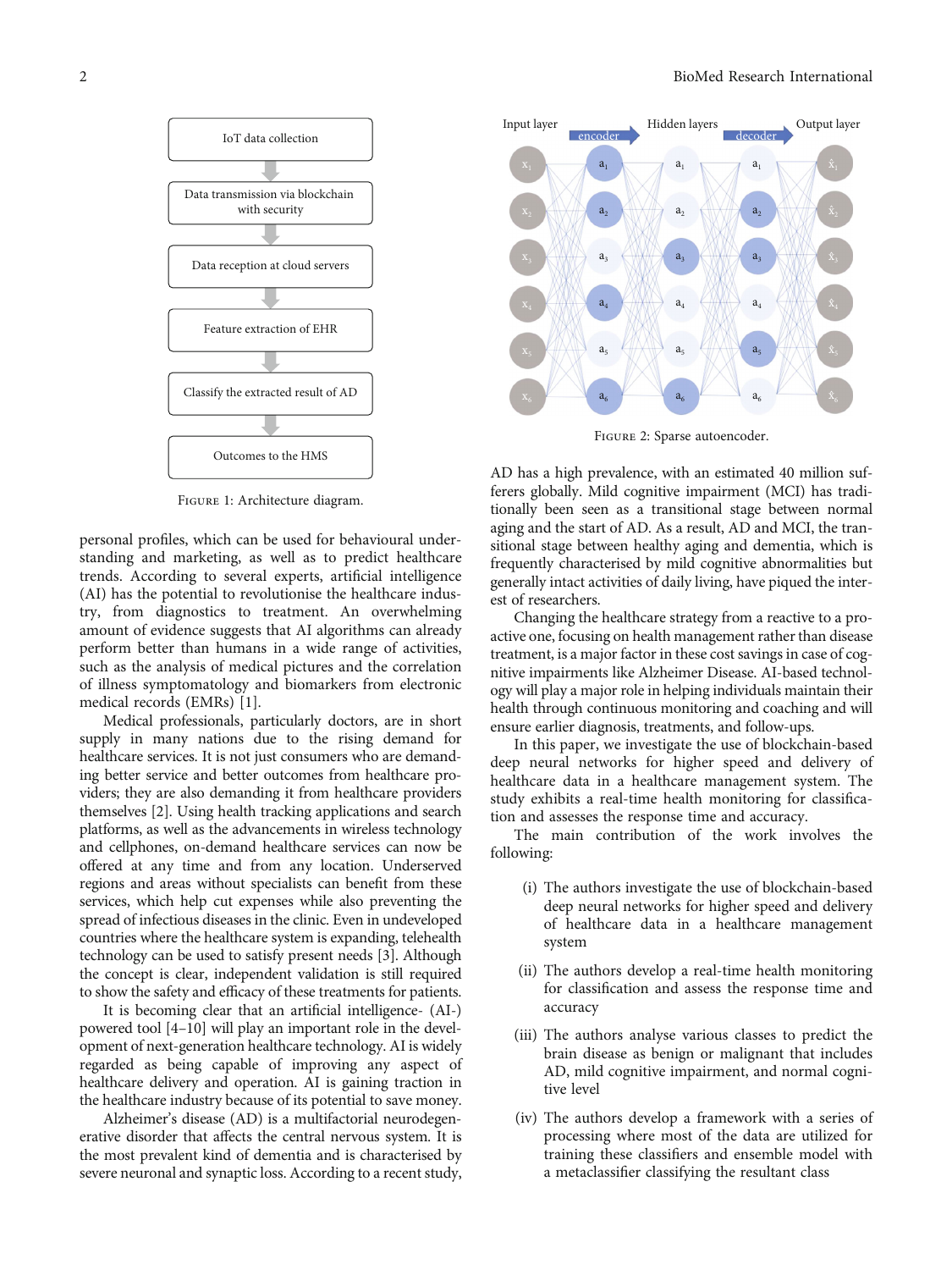IoT data collection

Data transmission via blockchain with security

Data reception at cloud servers

Feature extraction of EHR

Classify the extracted result of AD

Outcomes to the HMS

Figure 1: Architecture diagram.

personal profiles, which can be used for behavioural understanding and marketing, as well as to predict healthcare trends. According to several experts, artificial intelligence (AI) has the potential to revolutionise the healthcare industry, from diagnostics to treatment. An overwhelming amount of evidence suggests that AI algorithms can already perform better than humans in a wide range of activities, such as the analysis of medical pictures and the correlation of illness symptomatology and biomarkers from electronic medical records (EMRs) [1].

Medical professionals, particularly doctors, are in short supply in many nations due to the rising demand for healthcare services. It is not just consumers who are demanding better service and better outcomes from healthcare providers; they are also demanding it from healthcare providers themselves [2]. Using health tracking applications and search platforms, as well as the advancements in wireless technology and cellphones, on-demand healthcare services can now be offered at any time and from any location. Underserved regions and areas without specialists can benefit from these services, which help cut expenses while also preventing the spread of infectious diseases in the clinic. Even in undeveloped countries where the healthcare system is expanding, telehealth technology can be used to satisfy present needs [3]. Although the concept is clear, independent validation is still required to show the safety and efficacy of these treatments for patients.

It is becoming clear that an artificial intelligence- (AI-) powered tool [4–10] will play an important role in the development of next-generation healthcare technology. AI is widely regarded as being capable of improving any aspect of healthcare delivery and operation. AI is gaining traction in the healthcare industry because of its potential to save money.

Alzheimer's disease (AD) is a multifactorial neurodegenerative disorder that affects the central nervous system. It is the most prevalent kind of dementia and is characterised by severe neuronal and synaptic loss. According to a recent study, AD has a high prevalence, with an estimated 40 million sufferers globally. Mild cognitive impairment (MCI) has traditionally been seen as a transitional stage between normal aging and the start of AD. As a result, AD and MCI, the transitional stage between healthy aging and dementia, which is frequently characterised by mild cognitive abnormalities but generally intact activities of daily living, have piqued the interest of researchers.

Input layer, encoder, Hidden layers, decoder, Output layer

Figure 2: Sparse autoencoder.

Changing the healthcare strategy from a reactive to a proactive one, focusing on health management rather than disease treatment, is a major factor in these cost savings in case of cognitive impairments like Alzheimer Disease. AI-based technology will play a major role in helping individuals maintain their health through continuous monitoring and coaching and will ensure earlier diagnosis, treatments, and follow-ups.

In this paper, we investigate the use of blockchain-based deep neural networks for higher speed and delivery of healthcare data in a healthcare management system. The study exhibits a real-time health monitoring for classification and assesses the response time and accuracy.

The main contribution of the work involves the following:

(i) The authors investigate the use of blockchain-based deep neural networks for higher speed and delivery of healthcare data in a healthcare management system

(ii) The authors develop a real-time health monitoring for classification and assess the response time and accuracy

(iii) The authors analyse various classes to predict the brain disease as benign or malignant that includes AD, mild cognitive impairment, and normal cognitive level

(iv) The authors develop a framework with a series of processing where most of the data are utilized for training these classifiers and ensemble model with a metaclassifier classifying the resultant class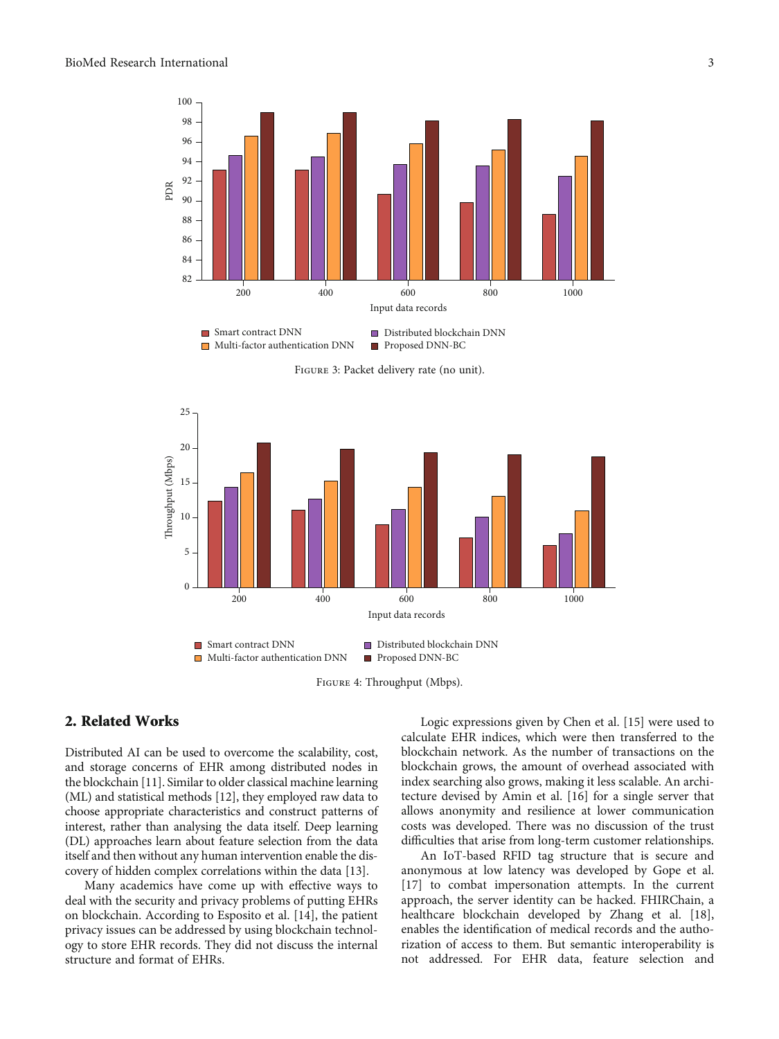Figure 3: Packet delivery rate (no unit).

Figure 4: Throughput (Mbps).

## 2. Related Works

Distributed AI can be used to overcome the scalability, cost, and storage concerns of EHR among distributed nodes in the blockchain [11]. Similar to older classical machine learning (ML) and statistical methods [12], they employed raw data to choose appropriate characteristics and construct patterns of interest, rather than analysing the data itself. Deep learning (DL) approaches learn about feature selection from the data itself and then without any human intervention enable the discovery of hidden complex correlations within the data [13].

Many academics have come up with effective ways to deal with the security and privacy problems of putting EHRs on blockchain. According to Esposito et al. [14], the patient privacy issues can be addressed by using blockchain technology to store EHR records. They did not discuss the internal structure and format of EHRs.

Logic expressions given by Chen et al. [15] were used to calculate EHR indices, which were then transferred to the blockchain network. As the number of transactions on the blockchain grows, the amount of overhead associated with index searching also grows, making it less scalable. An architecture devised by Amin et al. [16] for a single server that allows anonymity and resilience at lower communication costs was developed. There was no discussion of the trust difficulties that arise from long-term customer relationships.

An IoT-based RFID tag structure that is secure and anonymous at low latency was developed by Gope et al. [17] to combat impersonation attempts. In the current approach, the server identity can be hacked. FHIRChain, a healthcare blockchain developed by Zhang et al. [18], enables the identification of medical records and the authorization of access to them. But semantic interoperability is not addressed. For EHR data, feature selection and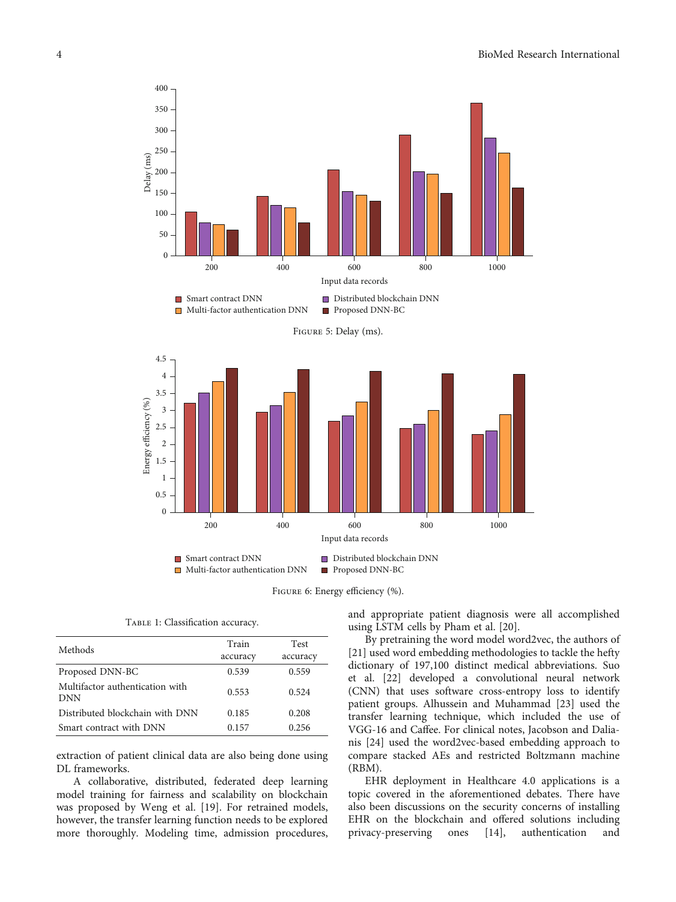Figure 5: Delay (ms).

Figure 6: Energy efficiency (%).

Table 1: Classification accuracy.

| Methods | Train accuracy | Test accuracy |
| --- | --- | --- |
| Proposed DNN-BC | 0.539 | 0.559 |
| Multifactor authentication with DNN | 0.553 | 0.524 |
| Distributed blockchain with DNN | 0.185 | 0.208 |
| Smart contract with DNN | 0.157 | 0.256 |

extraction of patient clinical data are also being done using DL frameworks.

A collaborative, distributed, federated deep learning model training for fairness and scalability on blockchain was proposed by Weng et al. [19]. For retrained models, however, the transfer learning function needs to be explored more thoroughly. Modeling time, admission procedures, and appropriate patient diagnosis were all accomplished using LSTM cells by Pham et al. [20].

By pretraining the word model word2vec, the authors of [21] used word embedding methodologies to tackle the hefty dictionary of 197,100 distinct medical abbreviations. Suo et al. [22] developed a convolutional neural network (CNN) that uses software cross-entropy loss to identify patient groups. Alhussein and Muhammad [23] used the transfer learning technique, which included the use of VGG-16 and Caffee. For clinical notes, Jacobson and Dalianis [24] used the word2vec-based embedding approach to compare stacked AEs and restricted Boltzmann machine (RBM).

EHR deployment in Healthcare 4.0 applications is a topic covered in the aforementioned debates. There have also been discussions on the security concerns of installing EHR on the blockchain and offered solutions including privacy-preserving ones [14], authentication and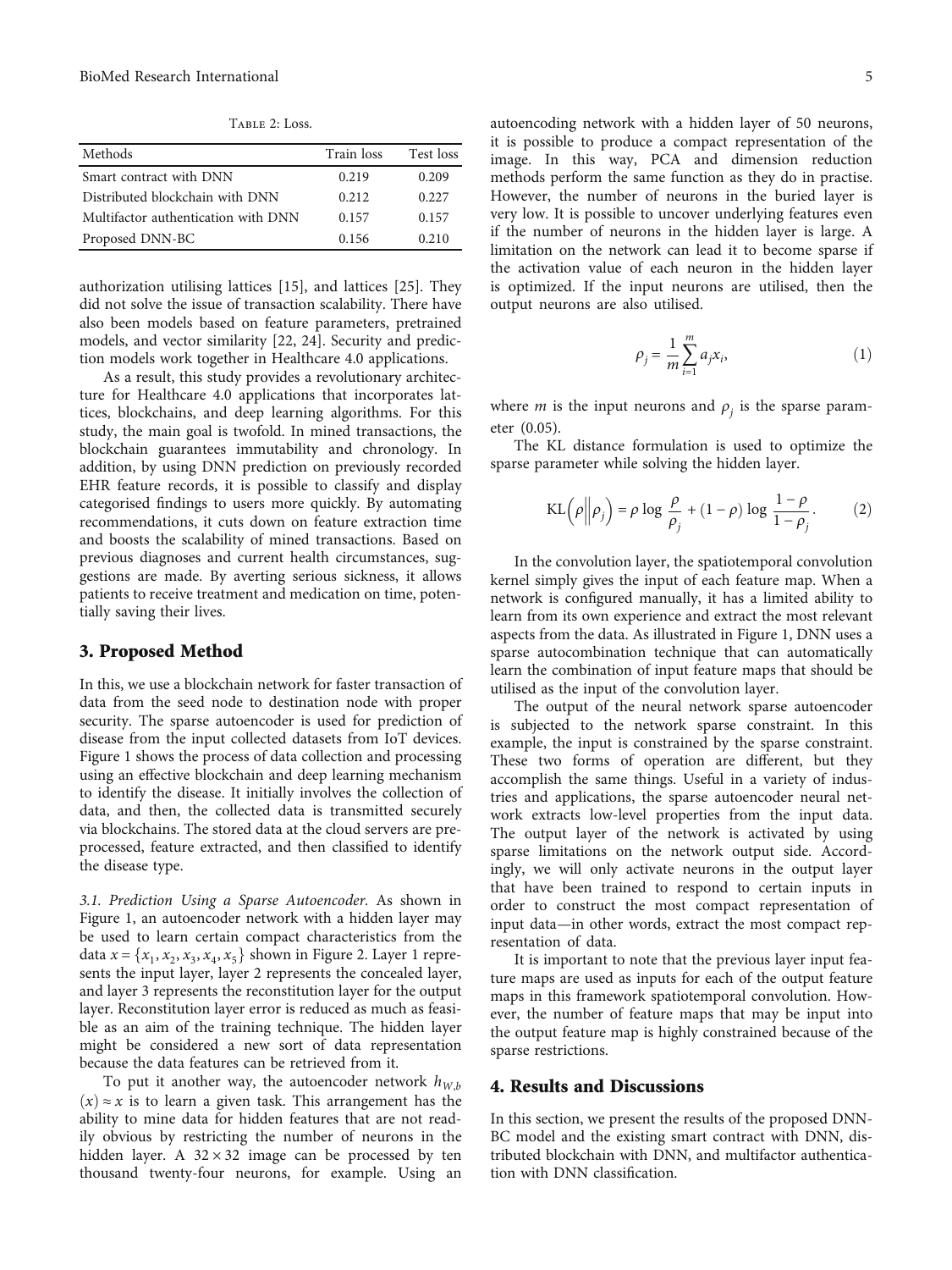Table 2: Loss.

| Methods | Train loss | Test loss |
|---|---|---|
| Smart contract with DNN | 0.219 | 0.209 |
| Distributed blockchain with DNN | 0.212 | 0.227 |
| Multifactor authentication with DNN | 0.157 | 0.157 |
| Proposed DNN-BC | 0.156 | 0.210 |

authorization utilising lattices [15], and lattices [25]. They did not solve the issue of transaction scalability. There have also been models based on feature parameters, pretrained models, and vector similarity [22, 24]. Security and prediction models work together in Healthcare 4.0 applications.

As a result, this study provides a revolutionary architecture for Healthcare 4.0 applications that incorporates lattices, blockchains, and deep learning algorithms. For this study, the main goal is twofold. In mined transactions, the blockchain guarantees immutability and chronology. In addition, by using DNN prediction on previously recorded EHR feature records, it is possible to classify and display categorised findings to users more quickly. By automating recommendations, it cuts down on feature extraction time and boosts the scalability of mined transactions. Based on previous diagnoses and current health circumstances, suggestions are made. By averting serious sickness, it allows patients to receive treatment and medication on time, potentially saving their lives.

## 3. Proposed Method

In this, we use a blockchain network for faster transaction of data from the seed node to destination node with proper security. The sparse autoencoder is used for prediction of disease from the input collected datasets from IoT devices. Figure 1 shows the process of data collection and processing using an effective blockchain and deep learning mechanism to identify the disease. It initially involves the collection of data, and then, the collected data is transmitted securely via blockchains. The stored data at the cloud servers are preprocessed, feature extracted, and then classified to identify the disease type.

*3.1. Prediction Using a Sparse Autoencoder.* As shown in Figure 1, an autoencoder network with a hidden layer may be used to learn certain compact characteristics from the data $x = \{x_1, x_2, x_3, x_4, x_5\}$ shown in Figure 2. Layer 1 represents the input layer, layer 2 represents the concealed layer, and layer 3 represents the reconstitution layer for the output layer. Reconstitution layer error is reduced as much as feasible as an aim of the training technique. The hidden layer might be considered a new sort of data representation because the data features can be retrieved from it.

To put it another way, the autoencoder network $h_{W,b}(x) \approx x$ is to learn a given task. This arrangement has the ability to mine data for hidden features that are not readily obvious by restricting the number of neurons in the hidden layer. A $32 \times 32$ image can be processed by ten thousand twenty-four neurons, for example. Using an autoencoding network with a hidden layer of 50 neurons, it is possible to produce a compact representation of the image. In this way, PCA and dimension reduction methods perform the same function as they do in practise. However, the number of neurons in the buried layer is very low. It is possible to uncover underlying features even if the number of neurons in the hidden layer is large. A limitation on the network can lead it to become sparse if the activation value of each neuron in the hidden layer is optimized. If the input neurons are utilised, then the output neurons are also utilised.

$$\rho_j = \frac{1}{m} \sum_{i=1}^{m} a_j x_i, \tag{1}$$

where $m$ is the input neurons and $\rho_j$ is the sparse parameter (0.05).

The KL distance formulation is used to optimize the sparse parameter while solving the hidden layer.

$$\mathrm{KL}\left(\rho \middle\| \rho_j\right) = \rho \log \frac{\rho}{\rho_j} + (1 - \rho) \log \frac{1 - \rho}{1 - \rho_j}. \tag{2}$$

In the convolution layer, the spatiotemporal convolution kernel simply gives the input of each feature map. When a network is configured manually, it has a limited ability to learn from its own experience and extract the most relevant aspects from the data. As illustrated in Figure 1, DNN uses a sparse autocombination technique that can automatically learn the combination of input feature maps that should be utilised as the input of the convolution layer.

The output of the neural network sparse autoencoder is subjected to the network sparse constraint. In this example, the input is constrained by the sparse constraint. These two forms of operation are different, but they accomplish the same things. Useful in a variety of industries and applications, the sparse autoencoder neural network extracts low-level properties from the input data. The output layer of the network is activated by using sparse limitations on the network output side. Accordingly, we will only activate neurons in the output layer that have been trained to respond to certain inputs in order to construct the most compact representation of input data—in other words, extract the most compact representation of data.

It is important to note that the previous layer input feature maps are used as inputs for each of the output feature maps in this framework spatiotemporal convolution. However, the number of feature maps that may be input into the output feature map is highly constrained because of the sparse restrictions.

## 4. Results and Discussions

In this section, we present the results of the proposed DNN-BC model and the existing smart contract with DNN, distributed blockchain with DNN, and multifactor authentication with DNN classification.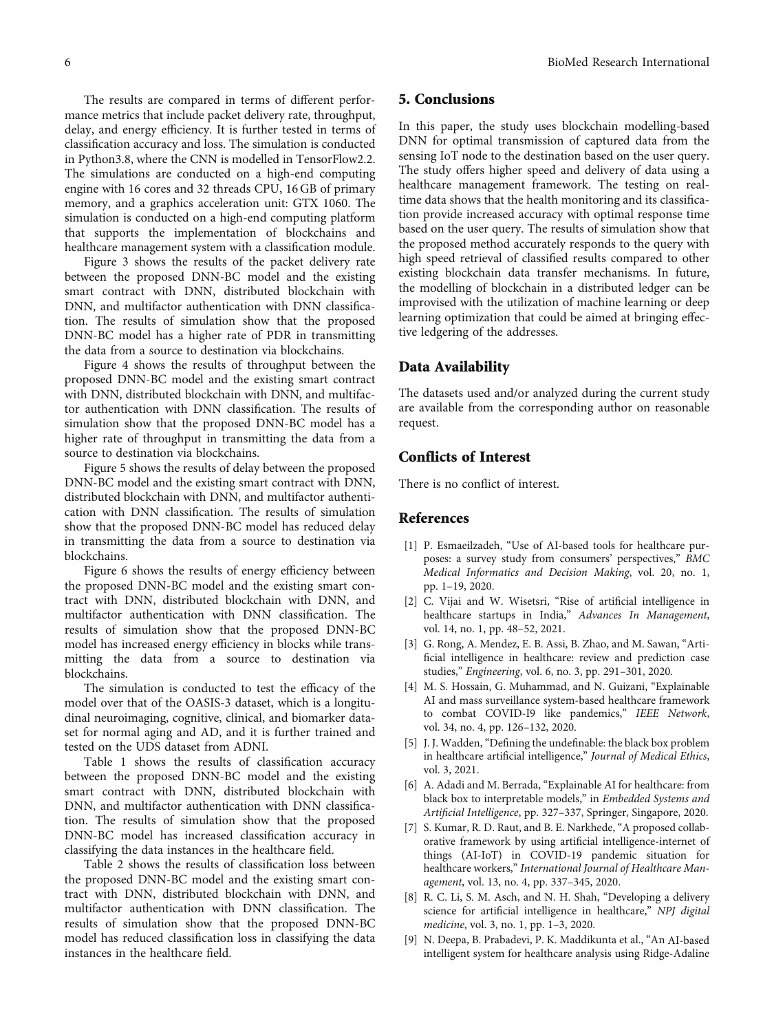The results are compared in terms of different performance metrics that include packet delivery rate, throughput, delay, and energy efficiency. It is further tested in terms of classification accuracy and loss. The simulation is conducted in Python3.8, where the CNN is modelled in TensorFlow2.2. The simulations are conducted on a high-end computing engine with 16 cores and 32 threads CPU, 16 GB of primary memory, and a graphics acceleration unit: GTX 1060. The simulation is conducted on a high-end computing platform that supports the implementation of blockchains and healthcare management system with a classification module.

Figure 3 shows the results of the packet delivery rate between the proposed DNN-BC model and the existing smart contract with DNN, distributed blockchain with DNN, and multifactor authentication with DNN classification. The results of simulation show that the proposed DNN-BC model has a higher rate of PDR in transmitting the data from a source to destination via blockchains.

Figure 4 shows the results of throughput between the proposed DNN-BC model and the existing smart contract with DNN, distributed blockchain with DNN, and multifactor authentication with DNN classification. The results of simulation show that the proposed DNN-BC model has a higher rate of throughput in transmitting the data from a source to destination via blockchains.

Figure 5 shows the results of delay between the proposed DNN-BC model and the existing smart contract with DNN, distributed blockchain with DNN, and multifactor authentication with DNN classification. The results of simulation show that the proposed DNN-BC model has reduced delay in transmitting the data from a source to destination via blockchains.

Figure 6 shows the results of energy efficiency between the proposed DNN-BC model and the existing smart contract with DNN, distributed blockchain with DNN, and multifactor authentication with DNN classification. The results of simulation show that the proposed DNN-BC model has increased energy efficiency in blocks while transmitting the data from a source to destination via blockchains.

The simulation is conducted to test the efficacy of the model over that of the OASIS-3 dataset, which is a longitudinal neuroimaging, cognitive, clinical, and biomarker dataset for normal aging and AD, and it is further trained and tested on the UDS dataset from ADNI.

Table 1 shows the results of classification accuracy between the proposed DNN-BC model and the existing smart contract with DNN, distributed blockchain with DNN, and multifactor authentication with DNN classification. The results of simulation show that the proposed DNN-BC model has increased classification accuracy in classifying the data instances in the healthcare field.

Table 2 shows the results of classification loss between the proposed DNN-BC model and the existing smart contract with DNN, distributed blockchain with DNN, and multifactor authentication with DNN classification. The results of simulation show that the proposed DNN-BC model has reduced classification loss in classifying the data instances in the healthcare field.

## 5. Conclusions

In this paper, the study uses blockchain modelling-based DNN for optimal transmission of captured data from the sensing IoT node to the destination based on the user query. The study offers higher speed and delivery of data using a healthcare management framework. The testing on real-time data shows that the health monitoring and its classification provide increased accuracy with optimal response time based on the user query. The results of simulation show that the proposed method accurately responds to the query with high speed retrieval of classified results compared to other existing blockchain data transfer mechanisms. In future, the modelling of blockchain in a distributed ledger can be improvised with the utilization of machine learning or deep learning optimization that could be aimed at bringing effective ledgering of the addresses.

## Data Availability

The datasets used and/or analyzed during the current study are available from the corresponding author on reasonable request.

## Conflicts of Interest

There is no conflict of interest.

## References

[1] P. Esmaeilzadeh, "Use of AI-based tools for healthcare purposes: a survey study from consumers' perspectives," *BMC Medical Informatics and Decision Making*, vol. 20, no. 1, pp. 1–19, 2020.

[2] C. Vijai and W. Wisetsri, "Rise of artificial intelligence in healthcare startups in India," *Advances In Management*, vol. 14, no. 1, pp. 48–52, 2021.

[3] G. Rong, A. Mendez, E. B. Assi, B. Zhao, and M. Sawan, "Artificial intelligence in healthcare: review and prediction case studies," *Engineering*, vol. 6, no. 3, pp. 291–301, 2020.

[4] M. S. Hossain, G. Muhammad, and N. Guizani, "Explainable AI and mass surveillance system-based healthcare framework to combat COVID-I9 like pandemics," *IEEE Network*, vol. 34, no. 4, pp. 126–132, 2020.

[5] J. J. Wadden, "Defining the undefinable: the black box problem in healthcare artificial intelligence," *Journal of Medical Ethics*, vol. 3, 2021.

[6] A. Adadi and M. Berrada, "Explainable AI for healthcare: from black box to interpretable models," in *Embedded Systems and Artificial Intelligence*, pp. 327–337, Springer, Singapore, 2020.

[7] S. Kumar, R. D. Raut, and B. E. Narkhede, "A proposed collaborative framework by using artificial intelligence-internet of things (AI-IoT) in COVID-19 pandemic situation for healthcare workers," *International Journal of Healthcare Management*, vol. 13, no. 4, pp. 337–345, 2020.

[8] R. C. Li, S. M. Asch, and N. H. Shah, "Developing a delivery science for artificial intelligence in healthcare," *NPJ digital medicine*, vol. 3, no. 1, pp. 1–3, 2020.

[9] N. Deepa, B. Prabadevi, P. K. Maddikunta et al., "An AI-based intelligent system for healthcare analysis using Ridge-Adaline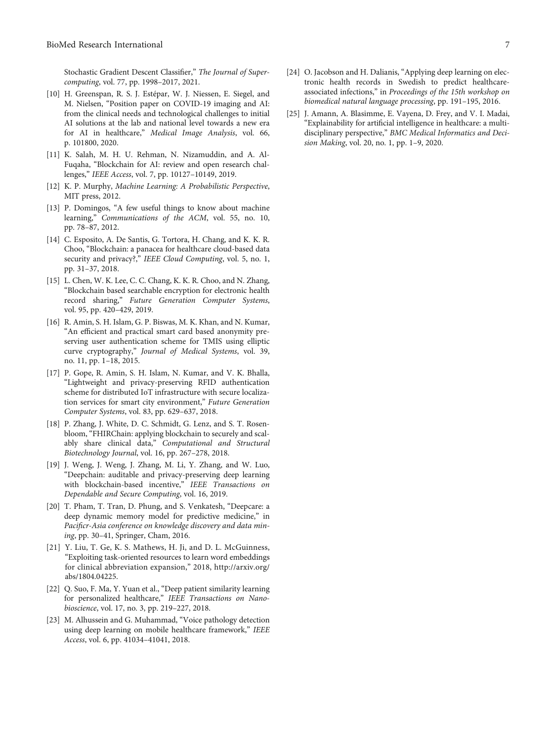Stochastic Gradient Descent Classifier," *The Journal of Supercomputing*, vol. 77, pp. 1998–2017, 2021.

[10] H. Greenspan, R. S. J. Estépar, W. J. Niessen, E. Siegel, and M. Nielsen, "Position paper on COVID-19 imaging and AI: from the clinical needs and technological challenges to initial AI solutions at the lab and national level towards a new era for AI in healthcare," *Medical Image Analysis*, vol. 66, p. 101800, 2020.

[11] K. Salah, M. H. U. Rehman, N. Nizamuddin, and A. Al-Fuqaha, "Blockchain for AI: review and open research challenges," *IEEE Access*, vol. 7, pp. 10127–10149, 2019.

[12] K. P. Murphy, *Machine Learning: A Probabilistic Perspective*, MIT press, 2012.

[13] P. Domingos, "A few useful things to know about machine learning," *Communications of the ACM*, vol. 55, no. 10, pp. 78–87, 2012.

[14] C. Esposito, A. De Santis, G. Tortora, H. Chang, and K. K. R. Choo, "Blockchain: a panacea for healthcare cloud-based data security and privacy?," *IEEE Cloud Computing*, vol. 5, no. 1, pp. 31–37, 2018.

[15] L. Chen, W. K. Lee, C. C. Chang, K. K. R. Choo, and N. Zhang, "Blockchain based searchable encryption for electronic health record sharing," *Future Generation Computer Systems*, vol. 95, pp. 420–429, 2019.

[16] R. Amin, S. H. Islam, G. P. Biswas, M. K. Khan, and N. Kumar, "An efficient and practical smart card based anonymity preserving user authentication scheme for TMIS using elliptic curve cryptography," *Journal of Medical Systems*, vol. 39, no. 11, pp. 1–18, 2015.

[17] P. Gope, R. Amin, S. H. Islam, N. Kumar, and V. K. Bhalla, "Lightweight and privacy-preserving RFID authentication scheme for distributed IoT infrastructure with secure localization services for smart city environment," *Future Generation Computer Systems*, vol. 83, pp. 629–637, 2018.

[18] P. Zhang, J. White, D. C. Schmidt, G. Lenz, and S. T. Rosenbloom, "FHIRChain: applying blockchain to securely and scalably share clinical data," *Computational and Structural Biotechnology Journal*, vol. 16, pp. 267–278, 2018.

[19] J. Weng, J. Weng, J. Zhang, M. Li, Y. Zhang, and W. Luo, "Deepchain: auditable and privacy-preserving deep learning with blockchain-based incentive," *IEEE Transactions on Dependable and Secure Computing*, vol. 16, 2019.

[20] T. Pham, T. Tran, D. Phung, and S. Venkatesh, "Deepcare: a deep dynamic memory model for predictive medicine," in *Pacificr-Asia conference on knowledge discovery and data mining*, pp. 30–41, Springer, Cham, 2016.

[21] Y. Liu, T. Ge, K. S. Mathews, H. Ji, and D. L. McGuinness, "Exploiting task-oriented resources to learn word embeddings for clinical abbreviation expansion," 2018, http://arxiv.org/abs/1804.04225.

[22] Q. Suo, F. Ma, Y. Yuan et al., "Deep patient similarity learning for personalized healthcare," *IEEE Transactions on Nanobioscience*, vol. 17, no. 3, pp. 219–227, 2018.

[23] M. Alhussein and G. Muhammad, "Voice pathology detection using deep learning on mobile healthcare framework," *IEEE Access*, vol. 6, pp. 41034–41041, 2018.

[24] O. Jacobson and H. Dalianis, "Applying deep learning on electronic health records in Swedish to predict healthcare-associated infections," in *Proceedings of the 15th workshop on biomedical natural language processing*, pp. 191–195, 2016.

[25] J. Amann, A. Blasimme, E. Vayena, D. Frey, and V. I. Madai, "Explainability for artificial intelligence in healthcare: a multidisciplinary perspective," *BMC Medical Informatics and Decision Making*, vol. 20, no. 1, pp. 1–9, 2020.